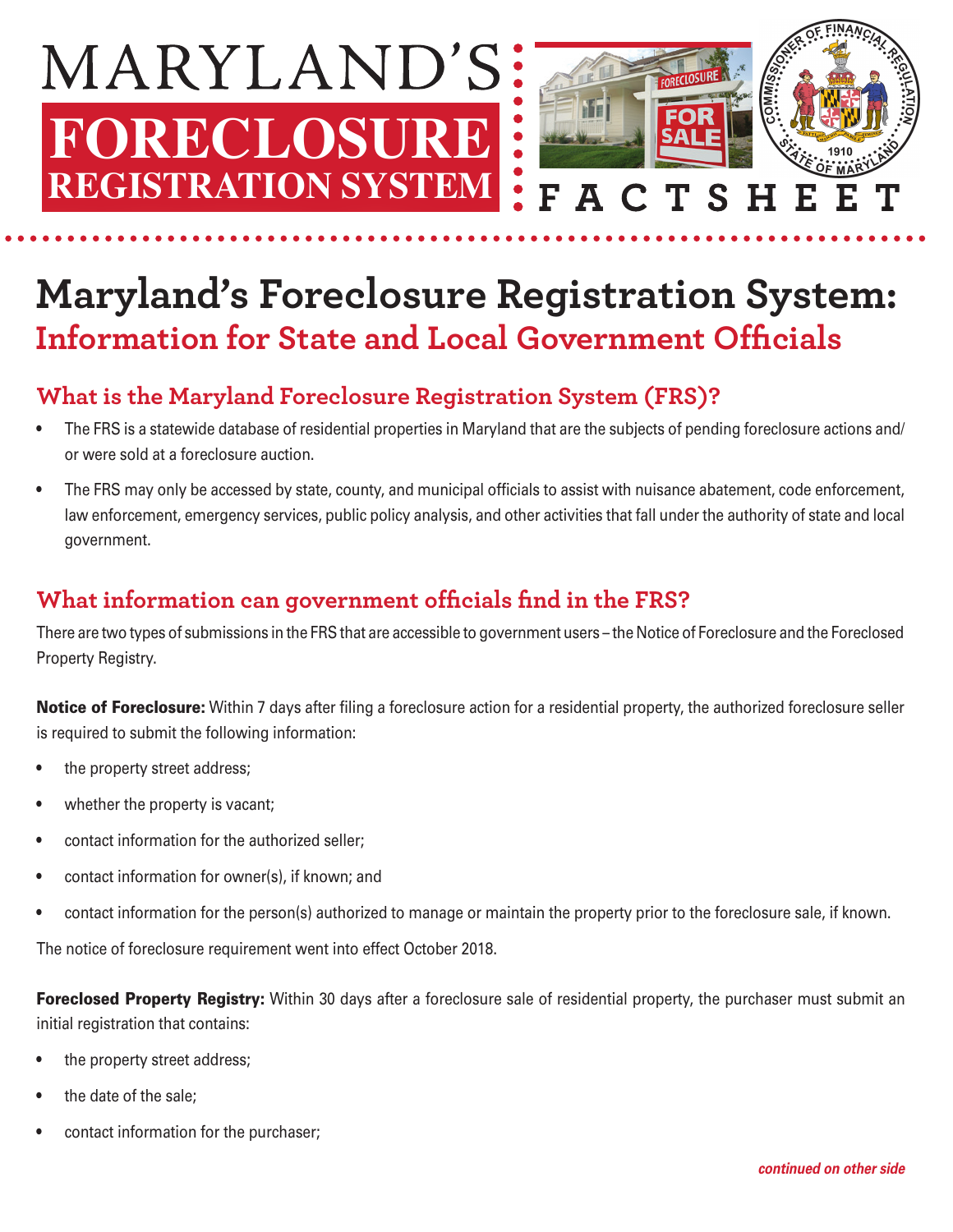# MARYLAND'S FORECLOSURE REGISTRATION SYSTEM

**FACTSHEET**

# Maryland's Foreclosure Registration System:

## Information for State and Local Government Officials

### What is the Maryland Foreclosure Registration System (FRS)?

- The FRS is a statewide database of residential properties in Maryland that are the subjects of pending foreclosure actions and/or were sold at a foreclosure auction.
- The FRS may only be accessed by state, county, and municipal officials to assist with nuisance abatement, code enforcement, law enforcement, emergency services, public policy analysis, and other activities that fall under the authority of state and local government.

### What information can government officials find in the FRS?

There are two types of submissions in the FRS that are accessible to government users – the Notice of Foreclosure and the Foreclosed Property Registry.

**Notice of Foreclosure:** Within 7 days after filing a foreclosure action for a residential property, the authorized foreclosure seller is required to submit the following information:

- the property street address;
- whether the property is vacant;
- contact information for the authorized seller;
- contact information for owner(s), if known; and
- contact information for the person(s) authorized to manage or maintain the property prior to the foreclosure sale, if known.

The notice of foreclosure requirement went into effect October 2018.

**Foreclosed Property Registry:** Within 30 days after a foreclosure sale of residential property, the purchaser must submit an initial registration that contains:

- the property street address;
- the date of the sale;
- contact information for the purchaser;

*continued on other side*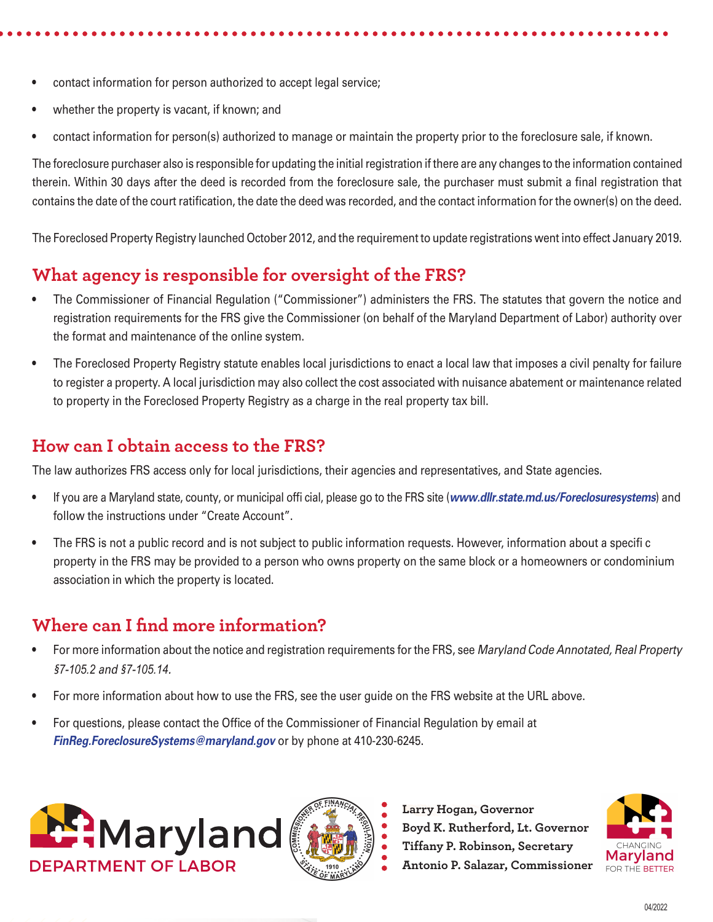- contact information for person authorized to accept legal service;
- whether the property is vacant, if known; and
- contact information for person(s) authorized to manage or maintain the property prior to the foreclosure sale, if known.

The foreclosure purchaser also is responsible for updating the initial registration if there are any changes to the information contained therein. Within 30 days after the deed is recorded from the foreclosure sale, the purchaser must submit a final registration that contains the date of the court ratification, the date the deed was recorded, and the contact information for the owner(s) on the deed.

The Foreclosed Property Registry launched October 2012, and the requirement to update registrations went into effect January 2019.

## What agency is responsible for oversight of the FRS?

- The Commissioner of Financial Regulation ("Commissioner") administers the FRS. The statutes that govern the notice and registration requirements for the FRS give the Commissioner (on behalf of the Maryland Department of Labor) authority over the format and maintenance of the online system.
- The Foreclosed Property Registry statute enables local jurisdictions to enact a local law that imposes a civil penalty for failure to register a property. A local jurisdiction may also collect the cost associated with nuisance abatement or maintenance related to property in the Foreclosed Property Registry as a charge in the real property tax bill.

## How can I obtain access to the FRS?

The law authorizes FRS access only for local jurisdictions, their agencies and representatives, and State agencies.

- If you are a Maryland state, county, or municipal official, please go to the FRS site (***www.dllr.state.md.us/Foreclosuresystems***) and follow the instructions under "Create Account".
- The FRS is not a public record and is not subject to public information requests. However, information about a specific property in the FRS may be provided to a person who owns property on the same block or a homeowners or condominium association in which the property is located.

## Where can I find more information?

- For more information about the notice and registration requirements for the FRS, see *Maryland Code Annotated, Real Property §7-105.2 and §7-105.14.*
- For more information about how to use the FRS, see the user guide on the FRS website at the URL above.
- For questions, please contact the Office of the Commissioner of Financial Regulation by email at ***FinReg.ForeclosureSystems@maryland.gov*** or by phone at 410-230-6245.

Maryland DEPARTMENT OF LABOR

**Larry Hogan, Governor**
**Boyd K. Rutherford, Lt. Governor**
**Tiffany P. Robinson, Secretary**
**Antonio P. Salazar, Commissioner**

CHANGING Maryland FOR THE BETTER

04/2022